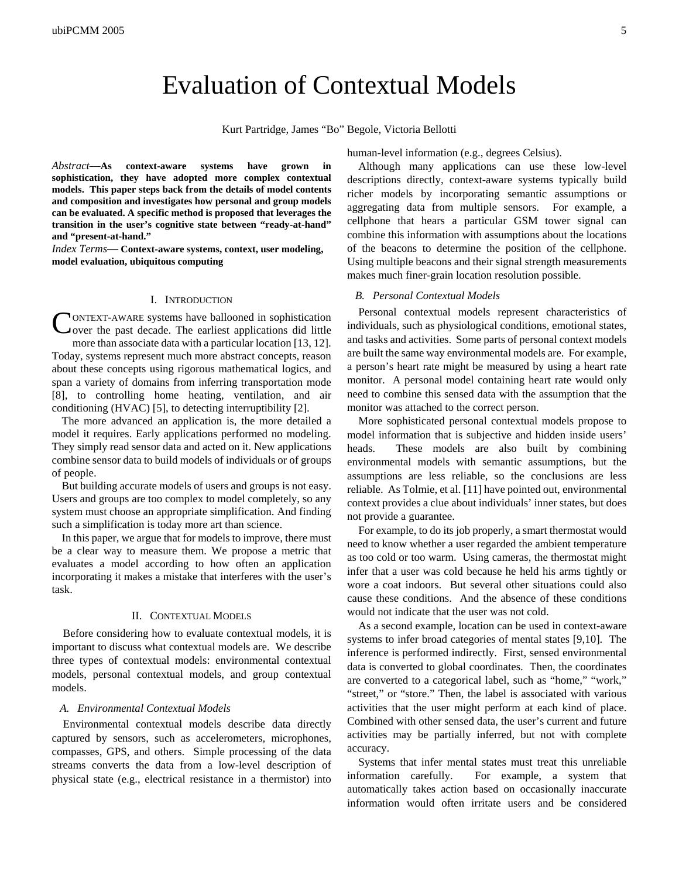# Evaluation of Contextual Models

Kurt Partridge, James "Bo" Begole, Victoria Bellotti

*Abstract*—**As context-aware systems have grown in sophistication, they have adopted more complex contextual models. This paper steps back from the details of model contents and composition and investigates how personal and group models can be evaluated. A specific method is proposed that leverages the transition in the user's cognitive state between "ready-at-hand" and "present-at-hand."**

*Index Terms*— **Context-aware systems, context, user modeling, model evaluation, ubiquitous computing**

## I. Introduction

CONTEXT-AWARE systems have ballooned in sophistication over the past decade. The earliest applications did little more than associate data with a particular location [13, 12]. Today, systems represent much more abstract concepts, reason about these concepts using rigorous mathematical logics, and span a variety of domains from inferring transportation mode [8], to controlling home heating, ventilation, and air conditioning (HVAC) [5], to detecting interruptibility [2].

The more advanced an application is, the more detailed a model it requires. Early applications performed no modeling. They simply read sensor data and acted on it. New applications combine sensor data to build models of individuals or of groups of people.

But building accurate models of users and groups is not easy. Users and groups are too complex to model completely, so any system must choose an appropriate simplification. And finding such a simplification is today more art than science.

In this paper, we argue that for models to improve, there must be a clear way to measure them. We propose a metric that evaluates a model according to how often an application incorporating it makes a mistake that interferes with the user's task.

## II. Contextual Models

Before considering how to evaluate contextual models, it is important to discuss what contextual models are. We describe three types of contextual models: environmental contextual models, personal contextual models, and group contextual models.

### A. Environmental Contextual Models

Environmental contextual models describe data directly captured by sensors, such as accelerometers, microphones, compasses, GPS, and others. Simple processing of the data streams converts the data from a low-level description of physical state (e.g., electrical resistance in a thermistor) into human-level information (e.g., degrees Celsius).

Although many applications can use these low-level descriptions directly, context-aware systems typically build richer models by incorporating semantic assumptions or aggregating data from multiple sensors. For example, a cellphone that hears a particular GSM tower signal can combine this information with assumptions about the locations of the beacons to determine the position of the cellphone. Using multiple beacons and their signal strength measurements makes much finer-grain location resolution possible.

### B. Personal Contextual Models

Personal contextual models represent characteristics of individuals, such as physiological conditions, emotional states, and tasks and activities. Some parts of personal context models are built the same way environmental models are. For example, a person's heart rate might be measured by using a heart rate monitor. A personal model containing heart rate would only need to combine this sensed data with the assumption that the monitor was attached to the correct person.

More sophisticated personal contextual models propose to model information that is subjective and hidden inside users' heads. These models are also built by combining environmental models with semantic assumptions, but the assumptions are less reliable, so the conclusions are less reliable. As Tolmie, et al. [11] have pointed out, environmental context provides a clue about individuals' inner states, but does not provide a guarantee.

For example, to do its job properly, a smart thermostat would need to know whether a user regarded the ambient temperature as too cold or too warm. Using cameras, the thermostat might infer that a user was cold because he held his arms tightly or wore a coat indoors. But several other situations could also cause these conditions. And the absence of these conditions would not indicate that the user was not cold.

As a second example, location can be used in context-aware systems to infer broad categories of mental states [9,10]. The inference is performed indirectly. First, sensed environmental data is converted to global coordinates. Then, the coordinates are converted to a categorical label, such as "home," "work," "street," or "store." Then, the label is associated with various activities that the user might perform at each kind of place. Combined with other sensed data, the user's current and future activities may be partially inferred, but not with complete accuracy.

Systems that infer mental states must treat this unreliable information carefully. For example, a system that automatically takes action based on occasionally inaccurate information would often irritate users and be considered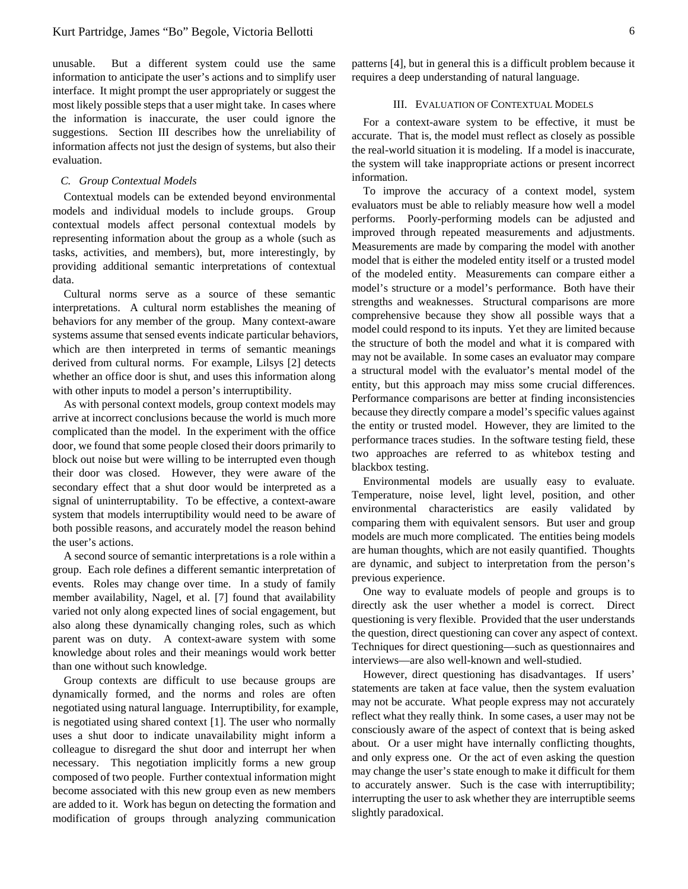unusable. But a different system could use the same information to anticipate the user's actions and to simplify user interface. It might prompt the user appropriately or suggest the most likely possible steps that a user might take. In cases where the information is inaccurate, the user could ignore the suggestions. Section III describes how the unreliability of information affects not just the design of systems, but also their evaluation.

### *C. Group Contextual Models*

Contextual models can be extended beyond environmental models and individual models to include groups. Group contextual models affect personal contextual models by representing information about the group as a whole (such as tasks, activities, and members), but, more interestingly, by providing additional semantic interpretations of contextual data.

Cultural norms serve as a source of these semantic interpretations. A cultural norm establishes the meaning of behaviors for any member of the group. Many context-aware systems assume that sensed events indicate particular behaviors, which are then interpreted in terms of semantic meanings derived from cultural norms. For example, Lilsys [2] detects whether an office door is shut, and uses this information along with other inputs to model a person's interruptibility.

As with personal context models, group context models may arrive at incorrect conclusions because the world is much more complicated than the model. In the experiment with the office door, we found that some people closed their doors primarily to block out noise but were willing to be interrupted even though their door was closed. However, they were aware of the secondary effect that a shut door would be interpreted as a signal of uninterruptability. To be effective, a context-aware system that models interruptibility would need to be aware of both possible reasons, and accurately model the reason behind the user's actions.

A second source of semantic interpretations is a role within a group. Each role defines a different semantic interpretation of events. Roles may change over time. In a study of family member availability, Nagel, et al. [7] found that availability varied not only along expected lines of social engagement, but also along these dynamically changing roles, such as which parent was on duty. A context-aware system with some knowledge about roles and their meanings would work better than one without such knowledge.

Group contexts are difficult to use because groups are dynamically formed, and the norms and roles are often negotiated using natural language. Interruptibility, for example, is negotiated using shared context [1]. The user who normally uses a shut door to indicate unavailability might inform a colleague to disregard the shut door and interrupt her when necessary. This negotiation implicitly forms a new group composed of two people. Further contextual information might become associated with this new group even as new members are added to it. Work has begun on detecting the formation and modification of groups through analyzing communication patterns [4], but in general this is a difficult problem because it requires a deep understanding of natural language.

## III. Evaluation of Contextual Models

For a context-aware system to be effective, it must be accurate. That is, the model must reflect as closely as possible the real-world situation it is modeling. If a model is inaccurate, the system will take inappropriate actions or present incorrect information.

To improve the accuracy of a context model, system evaluators must be able to reliably measure how well a model performs. Poorly-performing models can be adjusted and improved through repeated measurements and adjustments. Measurements are made by comparing the model with another model that is either the modeled entity itself or a trusted model of the modeled entity. Measurements can compare either a model's structure or a model's performance. Both have their strengths and weaknesses. Structural comparisons are more comprehensive because they show all possible ways that a model could respond to its inputs. Yet they are limited because the structure of both the model and what it is compared with may not be available. In some cases an evaluator may compare a structural model with the evaluator's mental model of the entity, but this approach may miss some crucial differences. Performance comparisons are better at finding inconsistencies because they directly compare a model's specific values against the entity or trusted model. However, they are limited to the performance traces studies. In the software testing field, these two approaches are referred to as whitebox testing and blackbox testing.

Environmental models are usually easy to evaluate. Temperature, noise level, light level, position, and other environmental characteristics are easily validated by comparing them with equivalent sensors. But user and group models are much more complicated. The entities being models are human thoughts, which are not easily quantified. Thoughts are dynamic, and subject to interpretation from the person's previous experience.

One way to evaluate models of people and groups is to directly ask the user whether a model is correct. Direct questioning is very flexible. Provided that the user understands the question, direct questioning can cover any aspect of context. Techniques for direct questioning—such as questionnaires and interviews—are also well-known and well-studied.

However, direct questioning has disadvantages. If users' statements are taken at face value, then the system evaluation may not be accurate. What people express may not accurately reflect what they really think. In some cases, a user may not be consciously aware of the aspect of context that is being asked about. Or a user might have internally conflicting thoughts, and only express one. Or the act of even asking the question may change the user's state enough to make it difficult for them to accurately answer. Such is the case with interruptibility; interrupting the user to ask whether they are interruptible seems slightly paradoxical.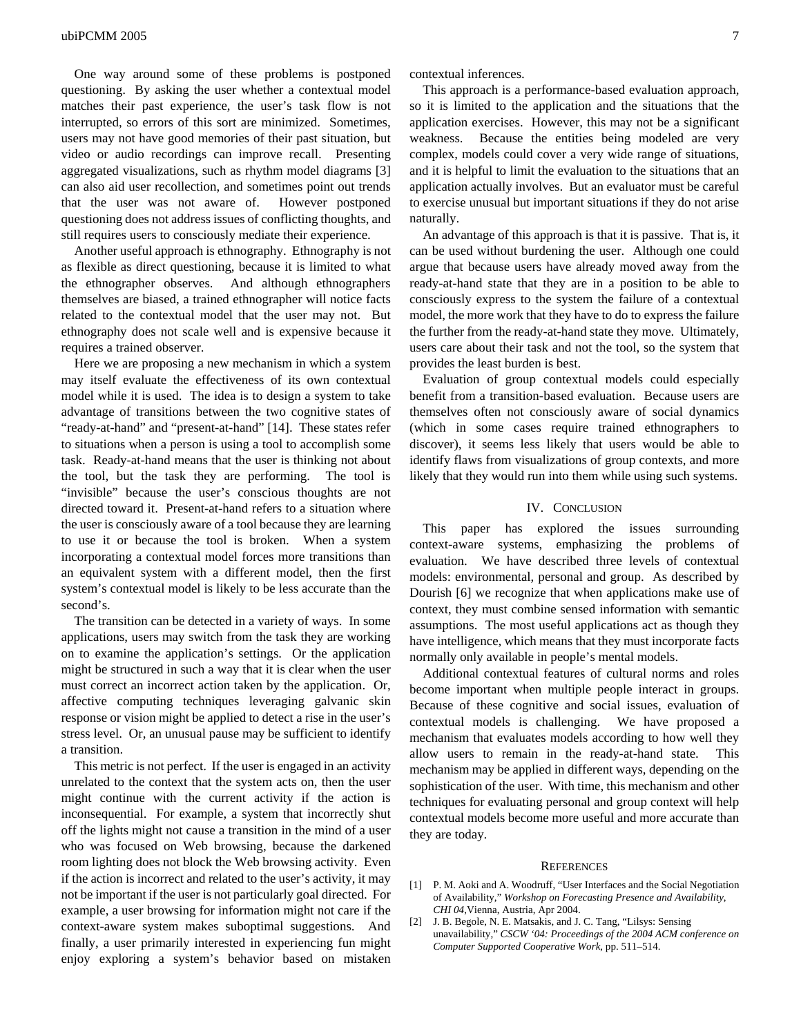One way around some of these problems is postponed questioning. By asking the user whether a contextual model matches their past experience, the user's task flow is not interrupted, so errors of this sort are minimized. Sometimes, users may not have good memories of their past situation, but video or audio recordings can improve recall. Presenting aggregated visualizations, such as rhythm model diagrams [3] can also aid user recollection, and sometimes point out trends that the user was not aware of. However postponed questioning does not address issues of conflicting thoughts, and still requires users to consciously mediate their experience.

Another useful approach is ethnography. Ethnography is not as flexible as direct questioning, because it is limited to what the ethnographer observes. And although ethnographers themselves are biased, a trained ethnographer will notice facts related to the contextual model that the user may not. But ethnography does not scale well and is expensive because it requires a trained observer.

Here we are proposing a new mechanism in which a system may itself evaluate the effectiveness of its own contextual model while it is used. The idea is to design a system to take advantage of transitions between the two cognitive states of "ready-at-hand" and "present-at-hand" [14]. These states refer to situations when a person is using a tool to accomplish some task. Ready-at-hand means that the user is thinking not about the tool, but the task they are performing. The tool is "invisible" because the user's conscious thoughts are not directed toward it. Present-at-hand refers to a situation where the user is consciously aware of a tool because they are learning to use it or because the tool is broken. When a system incorporating a contextual model forces more transitions than an equivalent system with a different model, then the first system's contextual model is likely to be less accurate than the second's.

The transition can be detected in a variety of ways. In some applications, users may switch from the task they are working on to examine the application's settings. Or the application might be structured in such a way that it is clear when the user must correct an incorrect action taken by the application. Or, affective computing techniques leveraging galvanic skin response or vision might be applied to detect a rise in the user's stress level. Or, an unusual pause may be sufficient to identify a transition.

This metric is not perfect. If the user is engaged in an activity unrelated to the context that the system acts on, then the user might continue with the current activity if the action is inconsequential. For example, a system that incorrectly shut off the lights might not cause a transition in the mind of a user who was focused on Web browsing, because the darkened room lighting does not block the Web browsing activity. Even if the action is incorrect and related to the user's activity, it may not be important if the user is not particularly goal directed. For example, a user browsing for information might not care if the context-aware system makes suboptimal suggestions. And finally, a user primarily interested in experiencing fun might enjoy exploring a system's behavior based on mistaken contextual inferences.

This approach is a performance-based evaluation approach, so it is limited to the application and the situations that the application exercises. However, this may not be a significant weakness. Because the entities being modeled are very complex, models could cover a very wide range of situations, and it is helpful to limit the evaluation to the situations that an application actually involves. But an evaluator must be careful to exercise unusual but important situations if they do not arise naturally.

An advantage of this approach is that it is passive. That is, it can be used without burdening the user. Although one could argue that because users have already moved away from the ready-at-hand state that they are in a position to be able to consciously express to the system the failure of a contextual model, the more work that they have to do to express the failure the further from the ready-at-hand state they move. Ultimately, users care about their task and not the tool, so the system that provides the least burden is best.

Evaluation of group contextual models could especially benefit from a transition-based evaluation. Because users are themselves often not consciously aware of social dynamics (which in some cases require trained ethnographers to discover), it seems less likely that users would be able to identify flaws from visualizations of group contexts, and more likely that they would run into them while using such systems.

## IV. Conclusion

This paper has explored the issues surrounding context-aware systems, emphasizing the problems of evaluation. We have described three levels of contextual models: environmental, personal and group. As described by Dourish [6] we recognize that when applications make use of context, they must combine sensed information with semantic assumptions. The most useful applications act as though they have intelligence, which means that they must incorporate facts normally only available in people's mental models.

Additional contextual features of cultural norms and roles become important when multiple people interact in groups. Because of these cognitive and social issues, evaluation of contextual models is challenging. We have proposed a mechanism that evaluates models according to how well they allow users to remain in the ready-at-hand state. This mechanism may be applied in different ways, depending on the sophistication of the user. With time, this mechanism and other techniques for evaluating personal and group context will help contextual models become more useful and more accurate than they are today.

## References

[1] P. M. Aoki and A. Woodruff, "User Interfaces and the Social Negotiation of Availability," *Workshop on Forecasting Presence and Availability, CHI 04*, Vienna, Austria, Apr 2004.

[2] J. B. Begole, N. E. Matsakis, and J. C. Tang, "Lilsys: Sensing unavailability," *CSCW '04: Proceedings of the 2004 ACM conference on Computer Supported Cooperative Work*, pp. 511–514.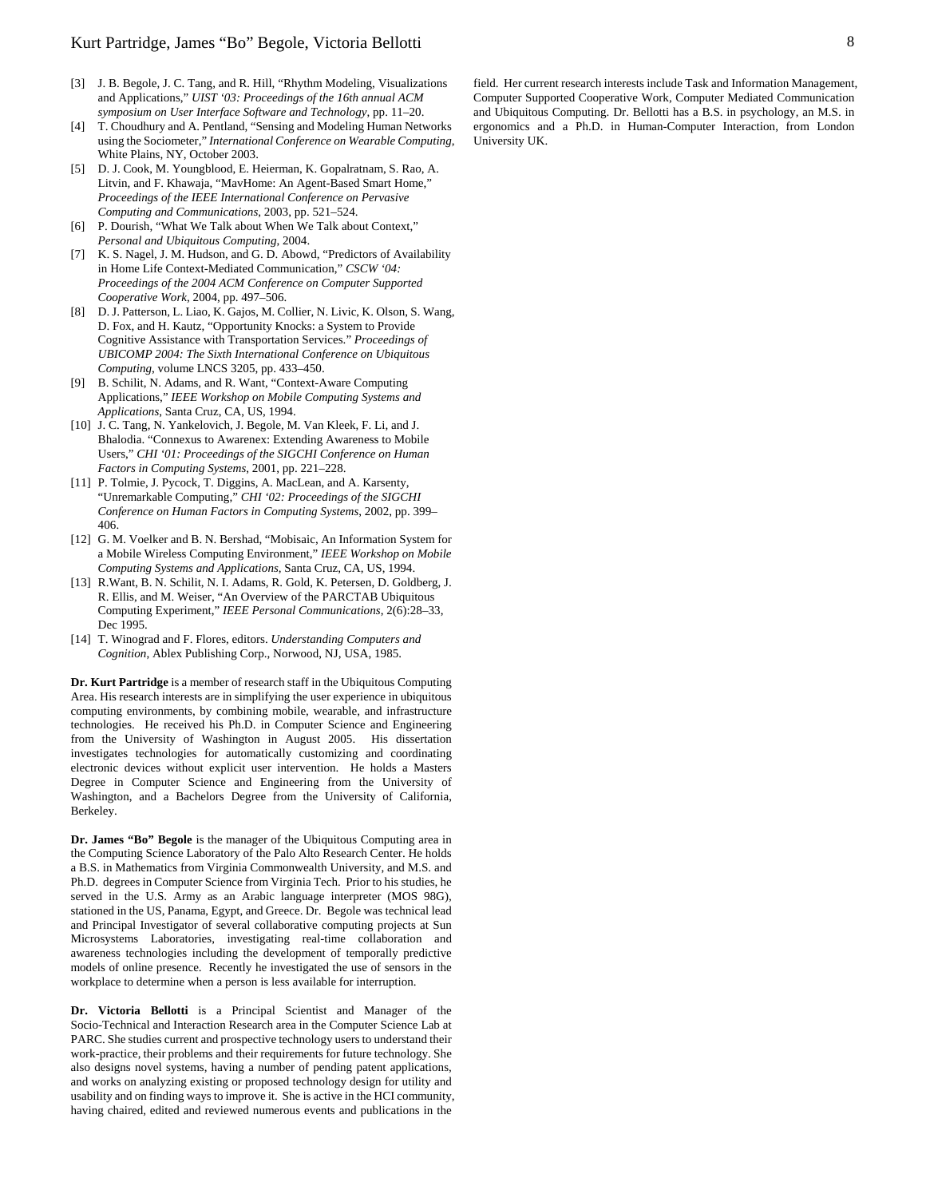[3] J. B. Begole, J. C. Tang, and R. Hill, "Rhythm Modeling, Visualizations and Applications," *UIST '03: Proceedings of the 16th annual ACM symposium on User Interface Software and Technology*, pp. 11–20.

[4] T. Choudhury and A. Pentland, "Sensing and Modeling Human Networks using the Sociometer," *International Conference on Wearable Computing*, White Plains, NY, October 2003.

[5] D. J. Cook, M. Youngblood, E. Heierman, K. Gopalratnam, S. Rao, A. Litvin, and F. Khawaja, "MavHome: An Agent-Based Smart Home," *Proceedings of the IEEE International Conference on Pervasive Computing and Communications*, 2003, pp. 521–524.

[6] P. Dourish, "What We Talk about When We Talk about Context," *Personal and Ubiquitous Computing*, 2004.

[7] K. S. Nagel, J. M. Hudson, and G. D. Abowd, "Predictors of Availability in Home Life Context-Mediated Communication," *CSCW '04: Proceedings of the 2004 ACM Conference on Computer Supported Cooperative Work*, 2004, pp. 497–506.

[8] D. J. Patterson, L. Liao, K. Gajos, M. Collier, N. Livic, K. Olson, S. Wang, D. Fox, and H. Kautz, "Opportunity Knocks: a System to Provide Cognitive Assistance with Transportation Services." *Proceedings of UBICOMP 2004: The Sixth International Conference on Ubiquitous Computing*, volume LNCS 3205, pp. 433–450.

[9] B. Schilit, N. Adams, and R. Want, "Context-Aware Computing Applications," *IEEE Workshop on Mobile Computing Systems and Applications*, Santa Cruz, CA, US, 1994.

[10] J. C. Tang, N. Yankelovich, J. Begole, M. Van Kleek, F. Li, and J. Bhalodia. "Connexus to Awarenex: Extending Awareness to Mobile Users," *CHI '01: Proceedings of the SIGCHI Conference on Human Factors in Computing Systems*, 2001, pp. 221–228.

[11] P. Tolmie, J. Pycock, T. Diggins, A. MacLean, and A. Karsenty, "Unremarkable Computing," *CHI '02: Proceedings of the SIGCHI Conference on Human Factors in Computing Systems*, 2002, pp. 399–406.

[12] G. M. Voelker and B. N. Bershad, "Mobisaic, An Information System for a Mobile Wireless Computing Environment," *IEEE Workshop on Mobile Computing Systems and Applications*, Santa Cruz, CA, US, 1994.

[13] R.Want, B. N. Schilit, N. I. Adams, R. Gold, K. Petersen, D. Goldberg, J. R. Ellis, and M. Weiser, "An Overview of the PARCTAB Ubiquitous Computing Experiment," *IEEE Personal Communications*, 2(6):28–33, Dec 1995.

[14] T. Winograd and F. Flores, editors. *Understanding Computers and Cognition*, Ablex Publishing Corp., Norwood, NJ, USA, 1985.

**Dr. Kurt Partridge** is a member of research staff in the Ubiquitous Computing Area. His research interests are in simplifying the user experience in ubiquitous computing environments, by combining mobile, wearable, and infrastructure technologies. He received his Ph.D. in Computer Science and Engineering from the University of Washington in August 2005. His dissertation investigates technologies for automatically customizing and coordinating electronic devices without explicit user intervention. He holds a Masters Degree in Computer Science and Engineering from the University of Washington, and a Bachelors Degree from the University of California, Berkeley.

**Dr. James "Bo" Begole** is the manager of the Ubiquitous Computing area in the Computing Science Laboratory of the Palo Alto Research Center. He holds a B.S. in Mathematics from Virginia Commonwealth University, and M.S. and Ph.D. degrees in Computer Science from Virginia Tech. Prior to his studies, he served in the U.S. Army as an Arabic language interpreter (MOS 98G), stationed in the US, Panama, Egypt, and Greece. Dr. Begole was technical lead and Principal Investigator of several collaborative computing projects at Sun Microsystems Laboratories, investigating real-time collaboration and awareness technologies including the development of temporally predictive models of online presence. Recently he investigated the use of sensors in the workplace to determine when a person is less available for interruption.

**Dr. Victoria Bellotti** is a Principal Scientist and Manager of the Socio-Technical and Interaction Research area in the Computer Science Lab at PARC. She studies current and prospective technology users to understand their work-practice, their problems and their requirements for future technology. She also designs novel systems, having a number of pending patent applications, and works on analyzing existing or proposed technology design for utility and usability and on finding ways to improve it. She is active in the HCI community, having chaired, edited and reviewed numerous events and publications in the field. Her current research interests include Task and Information Management, Computer Supported Cooperative Work, Computer Mediated Communication and Ubiquitous Computing. Dr. Bellotti has a B.S. in psychology, an M.S. in ergonomics and a Ph.D. in Human-Computer Interaction, from London University UK.